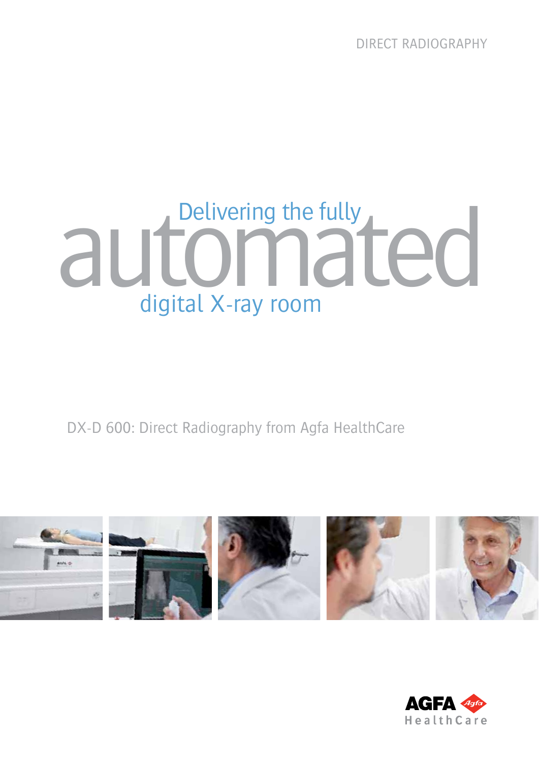DIRECT RADIOGRAPHY

# Delivering the fully automated digital X-ray room

DX-D 600: Direct Radiography from Agfa HealthCare

AGFA HealthCare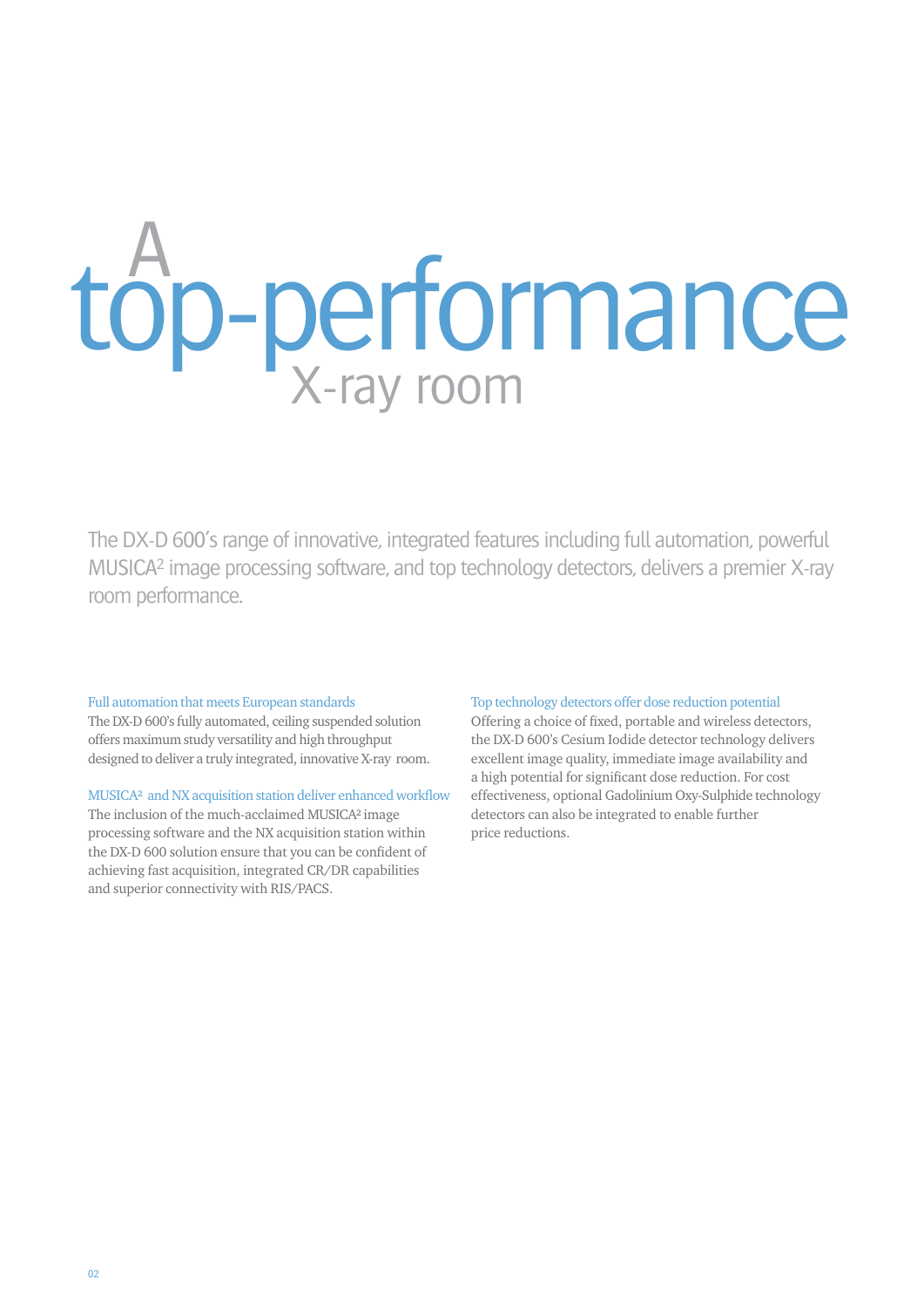# A top-performance X-ray room

The DX-D 600's range of innovative, integrated features including full automation, powerful MUSICA[2] image processing software, and top technology detectors, delivers a premier X-ray room performance.

### Full automation that meets European standards

The DX-D 600's fully automated, ceiling suspended solution offers maximum study versatility and high throughput designed to deliver a truly integrated, innovative X-ray room.

### MUSICA[2] and NX acquisition station deliver enhanced workflow

The inclusion of the much-acclaimed MUSICA[2] image processing software and the NX acquisition station within the DX-D 600 solution ensure that you can be confident of achieving fast acquisition, integrated CR/DR capabilities and superior connectivity with RIS/PACS.

### Top technology detectors offer dose reduction potential

Offering a choice of fixed, portable and wireless detectors, the DX-D 600's Cesium Iodide detector technology delivers excellent image quality, immediate image availability and a high potential for significant dose reduction. For cost effectiveness, optional Gadolinium Oxy-Sulphide technology detectors can also be integrated to enable further price reductions.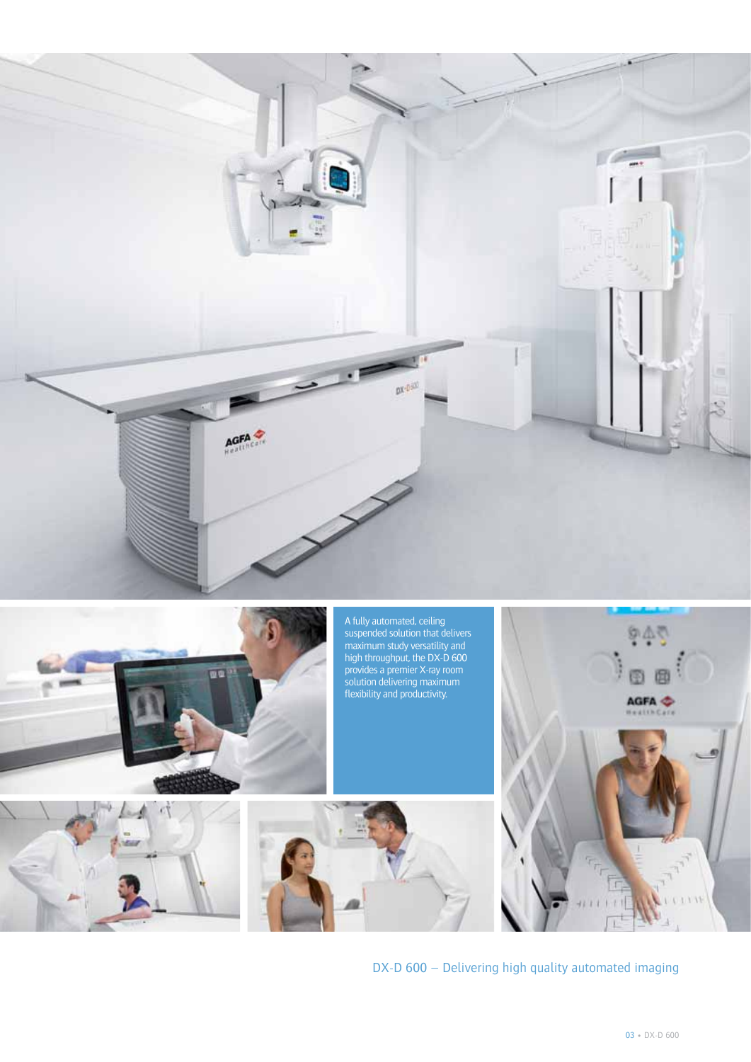A fully automated, ceiling suspended solution that delivers maximum study versatility and high throughput, the DX-D 600 provides a premier X-ray room solution delivering maximum flexibility and productivity.

DX-D 600 – Delivering high quality automated imaging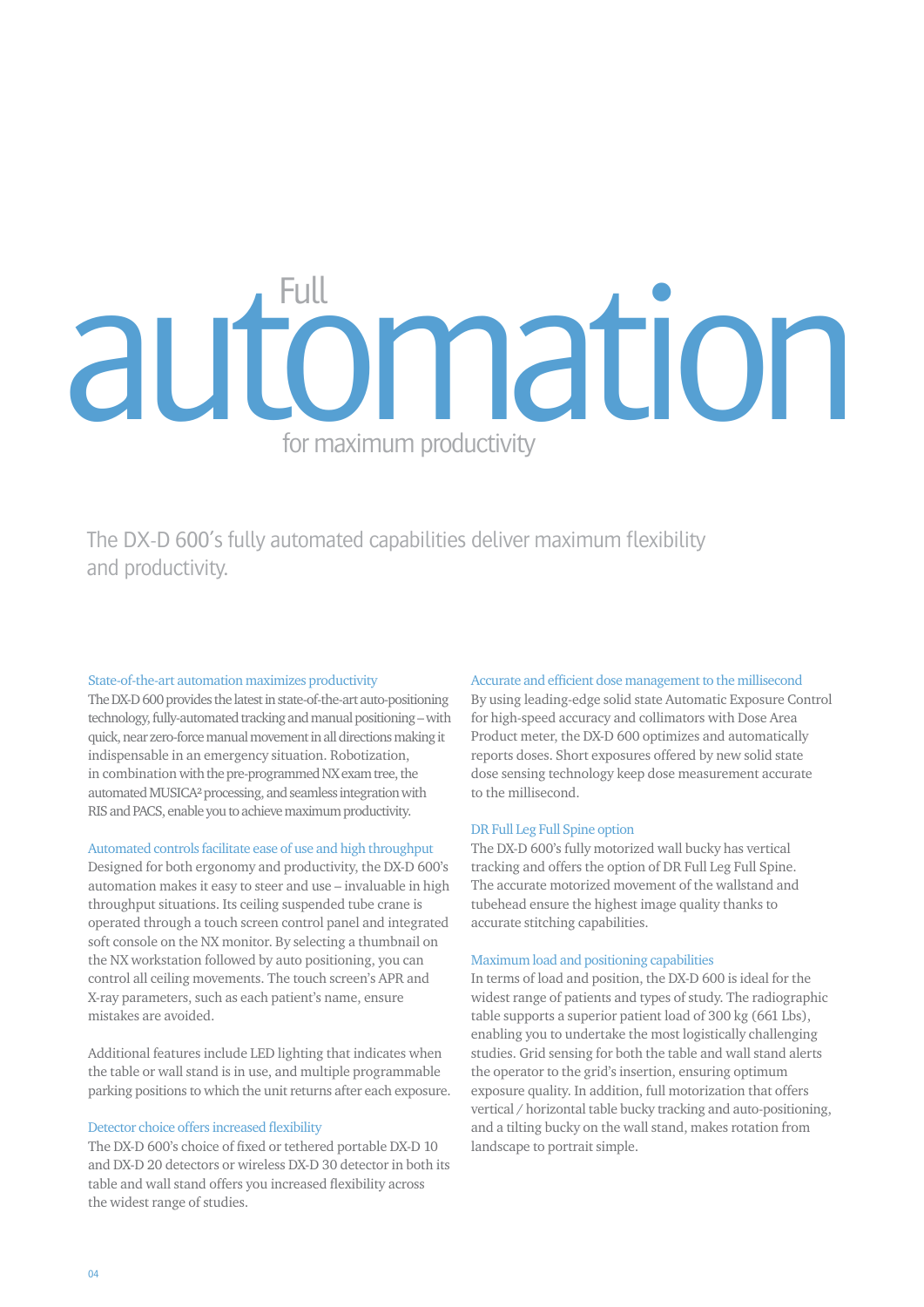# Full automation for maximum productivity

The DX-D 600's fully automated capabilities deliver maximum flexibility and productivity.

### State-of-the-art automation maximizes productivity

The DX-D 600 provides the latest in state-of-the-art auto-positioning technology, fully-automated tracking and manual positioning – with quick, near zero-force manual movement in all directions making it indispensable in an emergency situation. Robotization, in combination with the pre-programmed NX exam tree, the automated MUSICA² processing, and seamless integration with RIS and PACS, enable you to achieve maximum productivity.

### Automated controls facilitate ease of use and high throughput

Designed for both ergonomy and productivity, the DX-D 600's automation makes it easy to steer and use – invaluable in high throughput situations. Its ceiling suspended tube crane is operated through a touch screen control panel and integrated soft console on the NX monitor. By selecting a thumbnail on the NX workstation followed by auto positioning, you can control all ceiling movements. The touch screen's APR and X-ray parameters, such as each patient's name, ensure mistakes are avoided.

Additional features include LED lighting that indicates when the table or wall stand is in use, and multiple programmable parking positions to which the unit returns after each exposure.

### Detector choice offers increased flexibility

The DX-D 600's choice of fixed or tethered portable DX-D 10 and DX-D 20 detectors or wireless DX-D 30 detector in both its table and wall stand offers you increased flexibility across the widest range of studies.

### Accurate and efficient dose management to the millisecond

By using leading-edge solid state Automatic Exposure Control for high-speed accuracy and collimators with Dose Area Product meter, the DX-D 600 optimizes and automatically reports doses. Short exposures offered by new solid state dose sensing technology keep dose measurement accurate to the millisecond.

### DR Full Leg Full Spine option

The DX-D 600's fully motorized wall bucky has vertical tracking and offers the option of DR Full Leg Full Spine. The accurate motorized movement of the wallstand and tubehead ensure the highest image quality thanks to accurate stitching capabilities.

### Maximum load and positioning capabilities

In terms of load and position, the DX-D 600 is ideal for the widest range of patients and types of study. The radiographic table supports a superior patient load of 300 kg (661 Lbs), enabling you to undertake the most logistically challenging studies. Grid sensing for both the table and wall stand alerts the operator to the grid's insertion, ensuring optimum exposure quality. In addition, full motorization that offers vertical / horizontal table bucky tracking and auto-positioning, and a tilting bucky on the wall stand, makes rotation from landscape to portrait simple.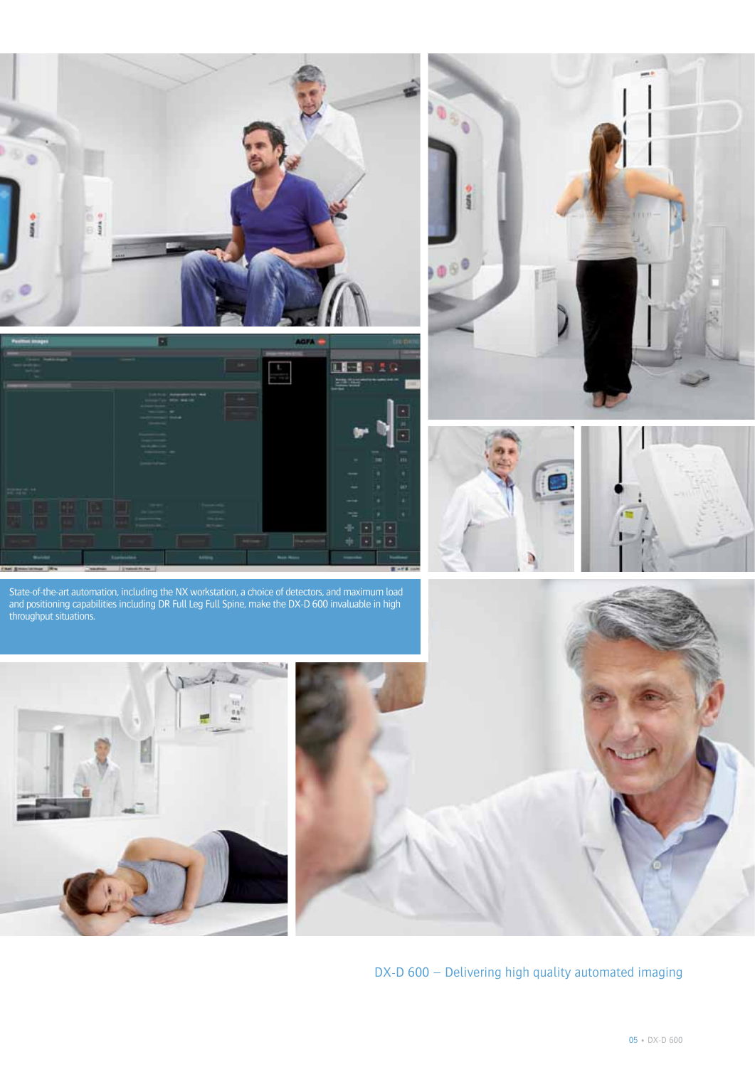State-of-the-art automation, including the NX workstation, a choice of detectors, and maximum load and positioning capabilities including DR Full Leg Full Spine, make the DX-D 600 invaluable in high throughput situations.

DX-D 600 – Delivering high quality automated imaging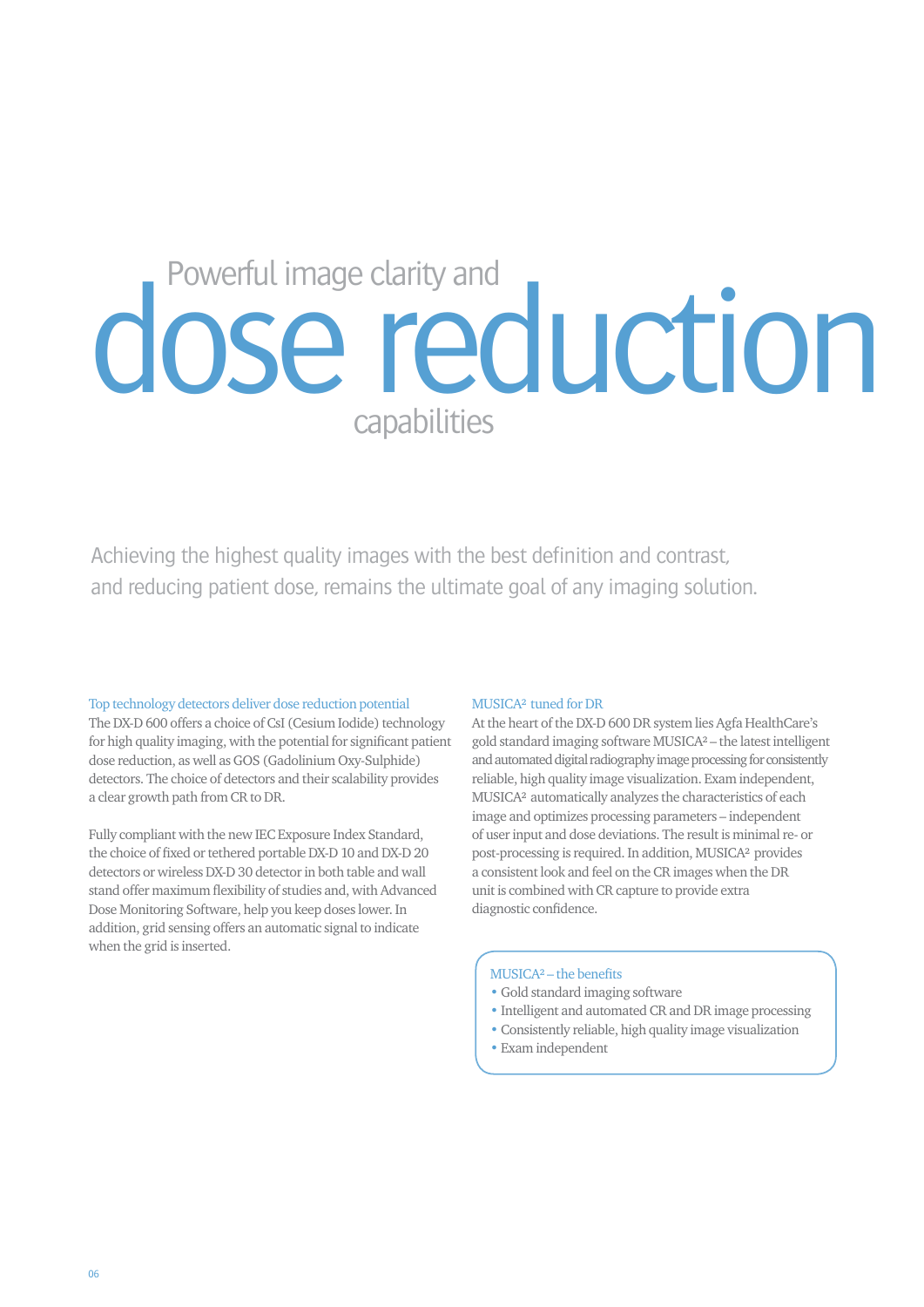# Powerful image clarity and dose reduction capabilities

Achieving the highest quality images with the best definition and contrast, and reducing patient dose, remains the ultimate goal of any imaging solution.

### Top technology detectors deliver dose reduction potential

The DX-D 600 offers a choice of CsI (Cesium Iodide) technology for high quality imaging, with the potential for significant patient dose reduction, as well as GOS (Gadolinium Oxy-Sulphide) detectors. The choice of detectors and their scalability provides a clear growth path from CR to DR.

Fully compliant with the new IEC Exposure Index Standard, the choice of fixed or tethered portable DX-D 10 and DX-D 20 detectors or wireless DX-D 30 detector in both table and wall stand offer maximum flexibility of studies and, with Advanced Dose Monitoring Software, help you keep doses lower. In addition, grid sensing offers an automatic signal to indicate when the grid is inserted.

### MUSICA² tuned for DR

At the heart of the DX-D 600 DR system lies Agfa HealthCare's gold standard imaging software MUSICA² – the latest intelligent and automated digital radiography image processing for consistently reliable, high quality image visualization. Exam independent, MUSICA² automatically analyzes the characteristics of each image and optimizes processing parameters – independent of user input and dose deviations. The result is minimal re- or post-processing is required. In addition, MUSICA² provides a consistent look and feel on the CR images when the DR unit is combined with CR capture to provide extra diagnostic confidence.

### MUSICA² – the benefits

- Gold standard imaging software
- Intelligent and automated CR and DR image processing
- Consistently reliable, high quality image visualization
- Exam independent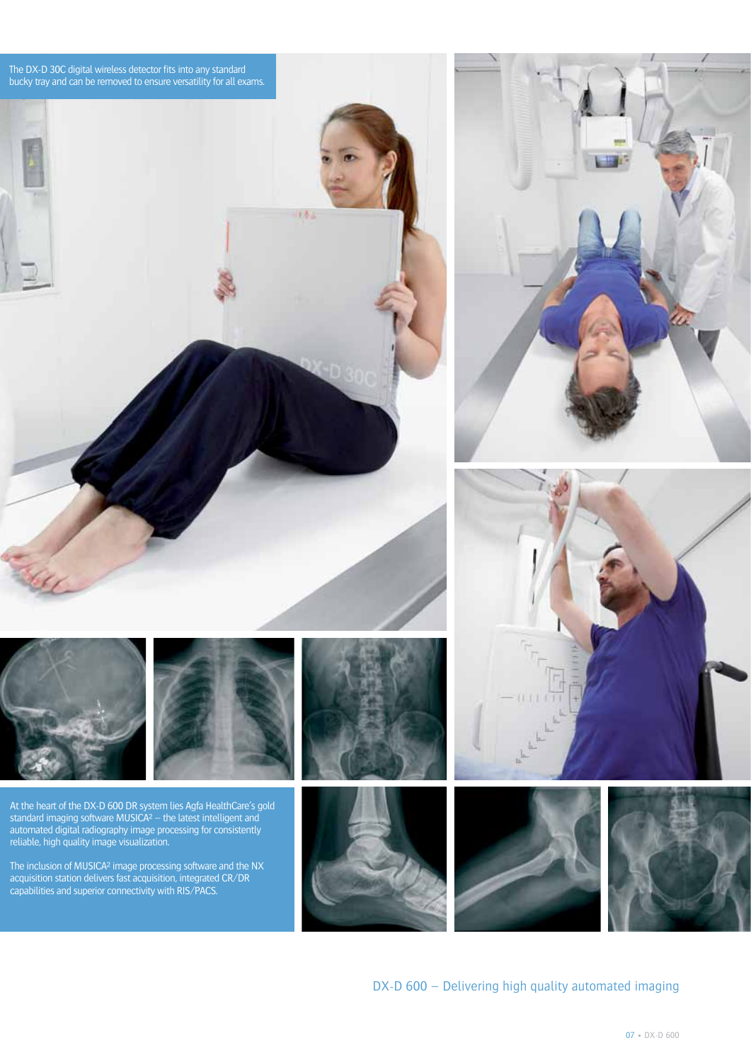The DX-D 30C digital wireless detector fits into any standard bucky tray and can be removed to ensure versatility for all exams.

At the heart of the DX-D 600 DR system lies Agfa HealthCare's gold standard imaging software MUSICA² – the latest intelligent and automated digital radiography image processing for consistently reliable, high quality image visualization.

The inclusion of MUSICA² image processing software and the NX acquisition station delivers fast acquisition, integrated CR/DR capabilities and superior connectivity with RIS/PACS.

DX-D 600 – Delivering high quality automated imaging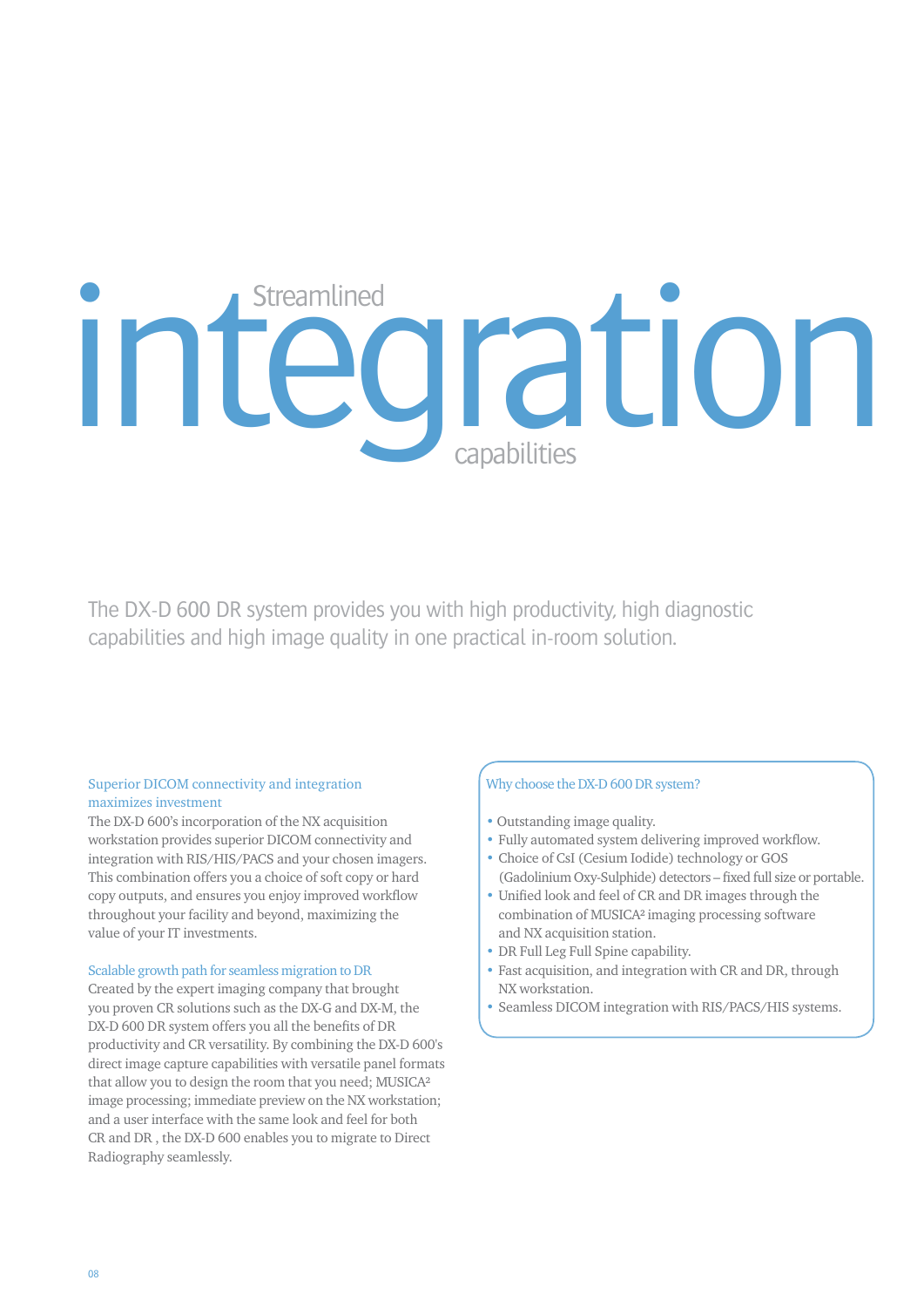# Streamlined integration capabilities

The DX-D 600 DR system provides you with high productivity, high diagnostic capabilities and high image quality in one practical in-room solution.

### Superior DICOM connectivity and integration maximizes investment

The DX-D 600's incorporation of the NX acquisition workstation provides superior DICOM connectivity and integration with RIS/HIS/PACS and your chosen imagers. This combination offers you a choice of soft copy or hard copy outputs, and ensures you enjoy improved workflow throughout your facility and beyond, maximizing the value of your IT investments.

### Scalable growth path for seamless migration to DR

Created by the expert imaging company that brought you proven CR solutions such as the DX-G and DX-M, the DX-D 600 DR system offers you all the benefits of DR productivity and CR versatility. By combining the DX-D 600's direct image capture capabilities with versatile panel formats that allow you to design the room that you need; MUSICA² image processing; immediate preview on the NX workstation; and a user interface with the same look and feel for both CR and DR , the DX-D 600 enables you to migrate to Direct Radiography seamlessly.

### Why choose the DX-D 600 DR system?

- Outstanding image quality.
- Fully automated system delivering improved workflow.
- Choice of CsI (Cesium Iodide) technology or GOS (Gadolinium Oxy-Sulphide) detectors – fixed full size or portable.
- Unified look and feel of CR and DR images through the combination of MUSICA² imaging processing software and NX acquisition station.
- DR Full Leg Full Spine capability.
- Fast acquisition, and integration with CR and DR, through NX workstation.
- Seamless DICOM integration with RIS/PACS/HIS systems.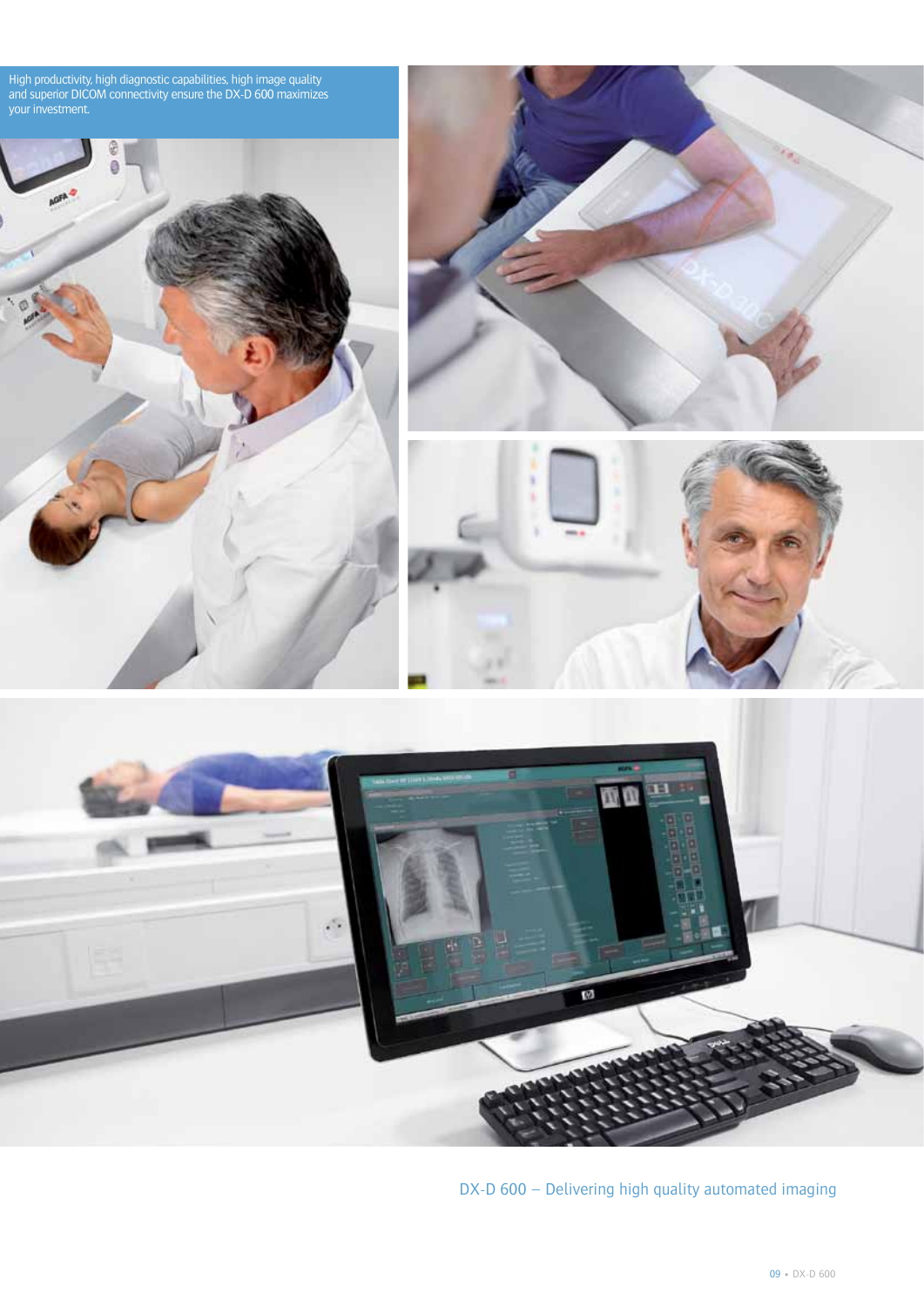High productivity, high diagnostic capabilities, high image quality and superior DICOM connectivity ensure the DX-D 600 maximizes your investment.

DX-D 600 – Delivering high quality automated imaging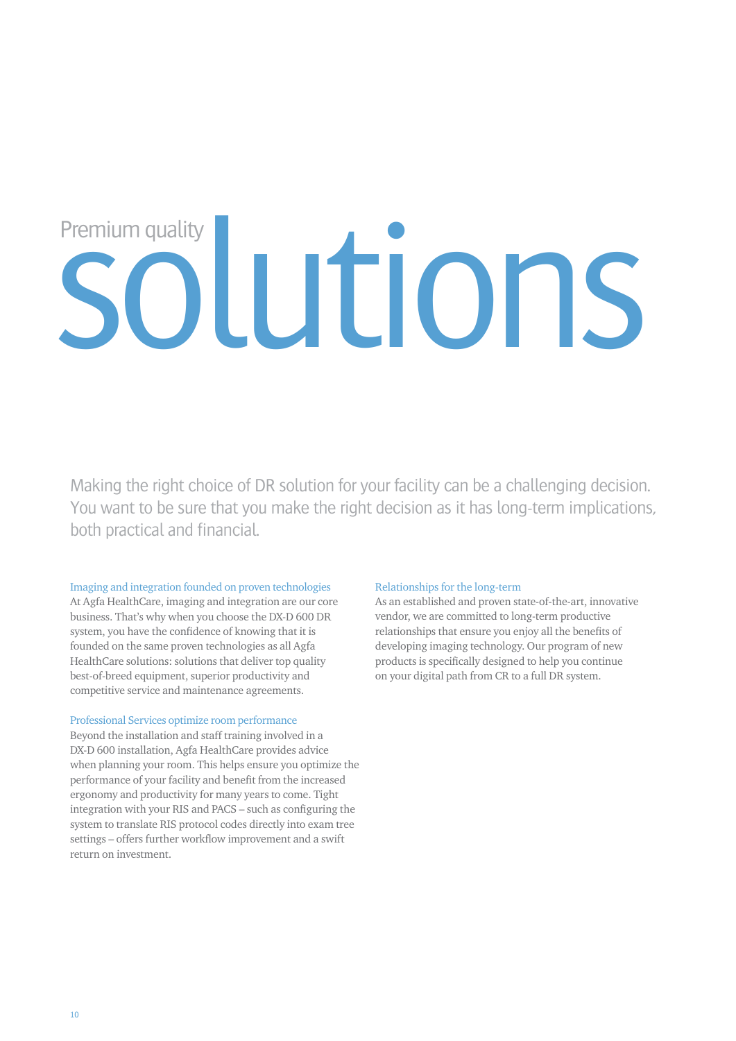# Premium quality solutions

Making the right choice of DR solution for your facility can be a challenging decision. You want to be sure that you make the right decision as it has long-term implications, both practical and financial.

### Imaging and integration founded on proven technologies

At Agfa HealthCare, imaging and integration are our core business. That's why when you choose the DX-D 600 DR system, you have the confidence of knowing that it is founded on the same proven technologies as all Agfa HealthCare solutions: solutions that deliver top quality best-of-breed equipment, superior productivity and competitive service and maintenance agreements.

### Professional Services optimize room performance

Beyond the installation and staff training involved in a DX-D 600 installation, Agfa HealthCare provides advice when planning your room. This helps ensure you optimize the performance of your facility and benefit from the increased ergonomy and productivity for many years to come. Tight integration with your RIS and PACS – such as configuring the system to translate RIS protocol codes directly into exam tree settings – offers further workflow improvement and a swift return on investment.

### Relationships for the long-term

As an established and proven state-of-the-art, innovative vendor, we are committed to long-term productive relationships that ensure you enjoy all the benefits of developing imaging technology. Our program of new products is specifically designed to help you continue on your digital path from CR to a full DR system.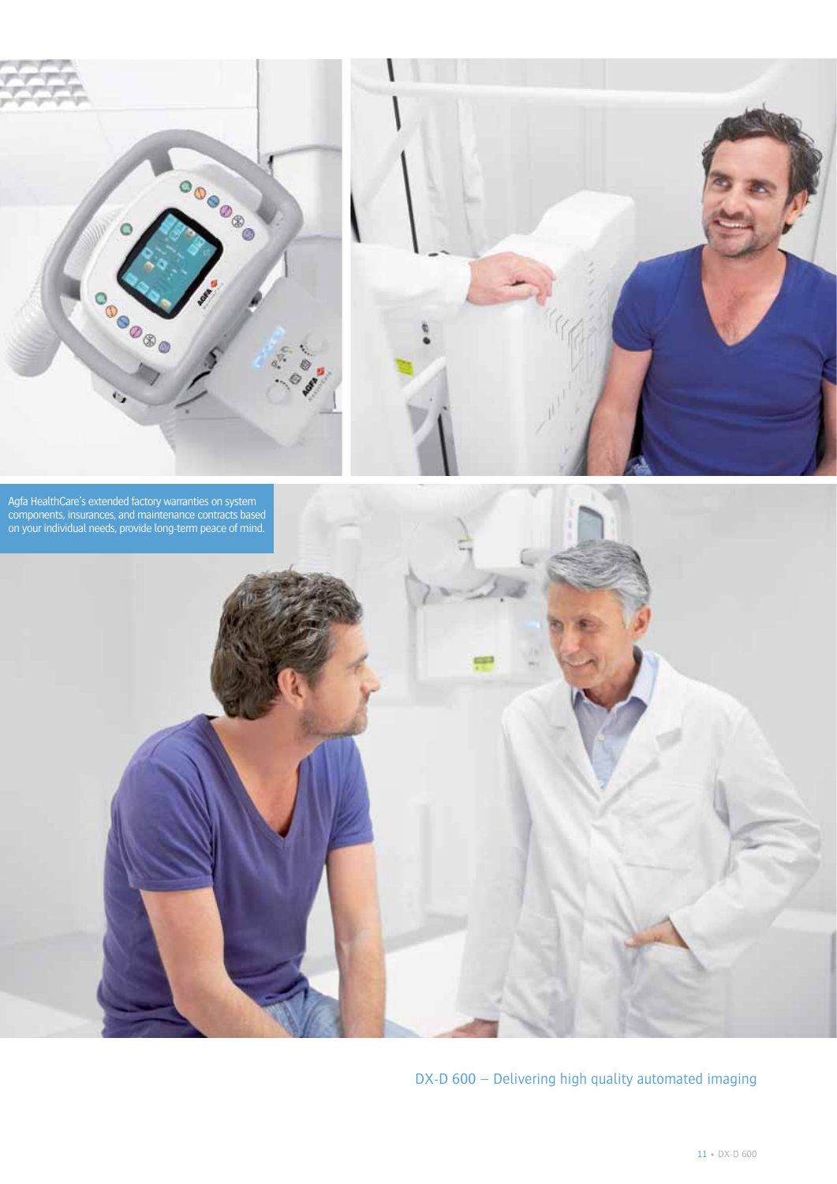Agfa HealthCare's extended factory warranties on system components, insurances, and maintenance contracts based on your individual needs, provide long-term peace of mind.

DX-D 600 – Delivering high quality automated imaging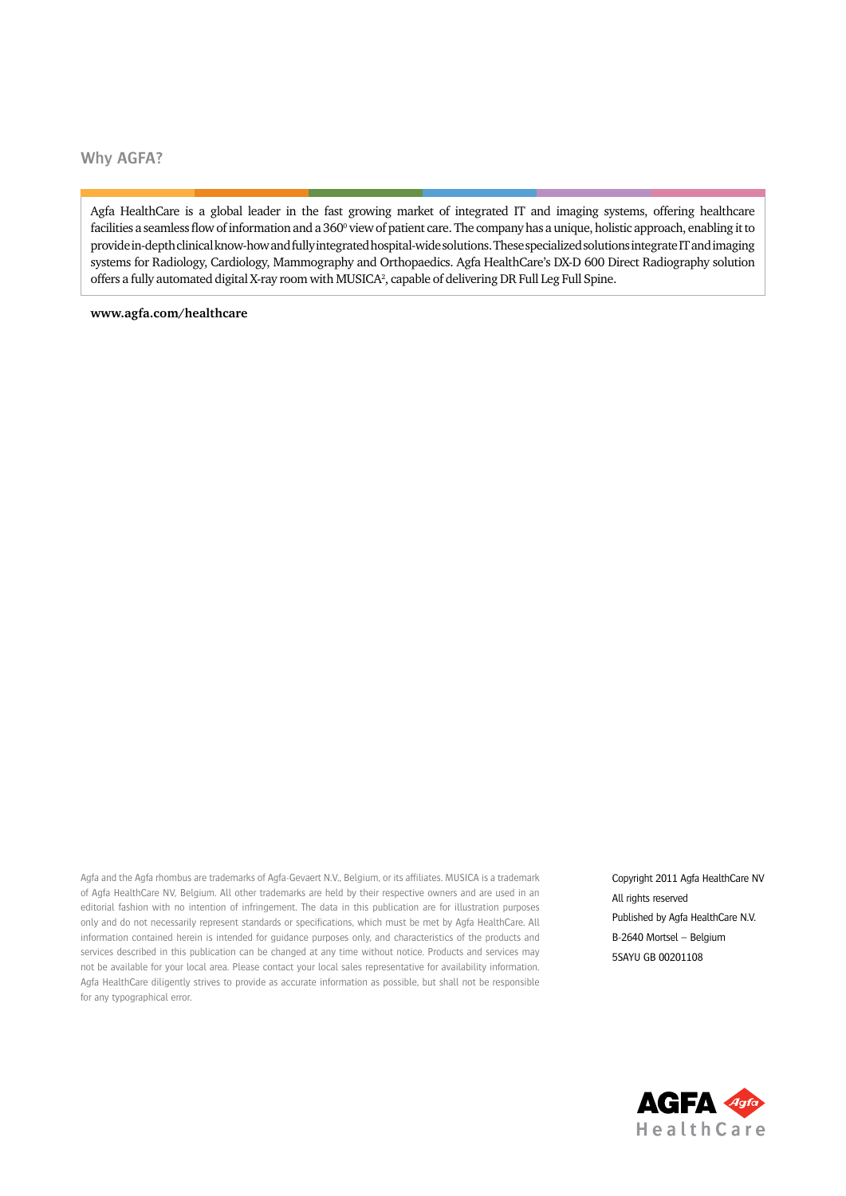## Why AGFA?

Agfa HealthCare is a global leader in the fast growing market of integrated IT and imaging systems, offering healthcare facilities a seamless flow of information and a 360° view of patient care. The company has a unique, holistic approach, enabling it to provide in-depth clinical know-how and fully integrated hospital-wide solutions. These specialized solutions integrate IT and imaging systems for Radiology, Cardiology, Mammography and Orthopaedics. Agfa HealthCare's DX-D 600 Direct Radiography solution offers a fully automated digital X-ray room with MUSICA[2], capable of delivering DR Full Leg Full Spine.

**www.agfa.com/healthcare**

Agfa and the Agfa rhombus are trademarks of Agfa-Gevaert N.V., Belgium, or its affiliates. MUSICA is a trademark of Agfa HealthCare NV, Belgium. All other trademarks are held by their respective owners and are used in an editorial fashion with no intention of infringement. The data in this publication are for illustration purposes only and do not necessarily represent standards or specifications, which must be met by Agfa HealthCare. All information contained herein is intended for guidance purposes only, and characteristics of the products and services described in this publication can be changed at any time without notice. Products and services may not be available for your local area. Please contact your local sales representative for availability information. Agfa HealthCare diligently strives to provide as accurate information as possible, but shall not be responsible for any typographical error.

Copyright 2011 Agfa HealthCare NV
All rights reserved
Published by Agfa HealthCare N.V.
B-2640 Mortsel – Belgium
5SAYU GB 00201108

AGFA HealthCare